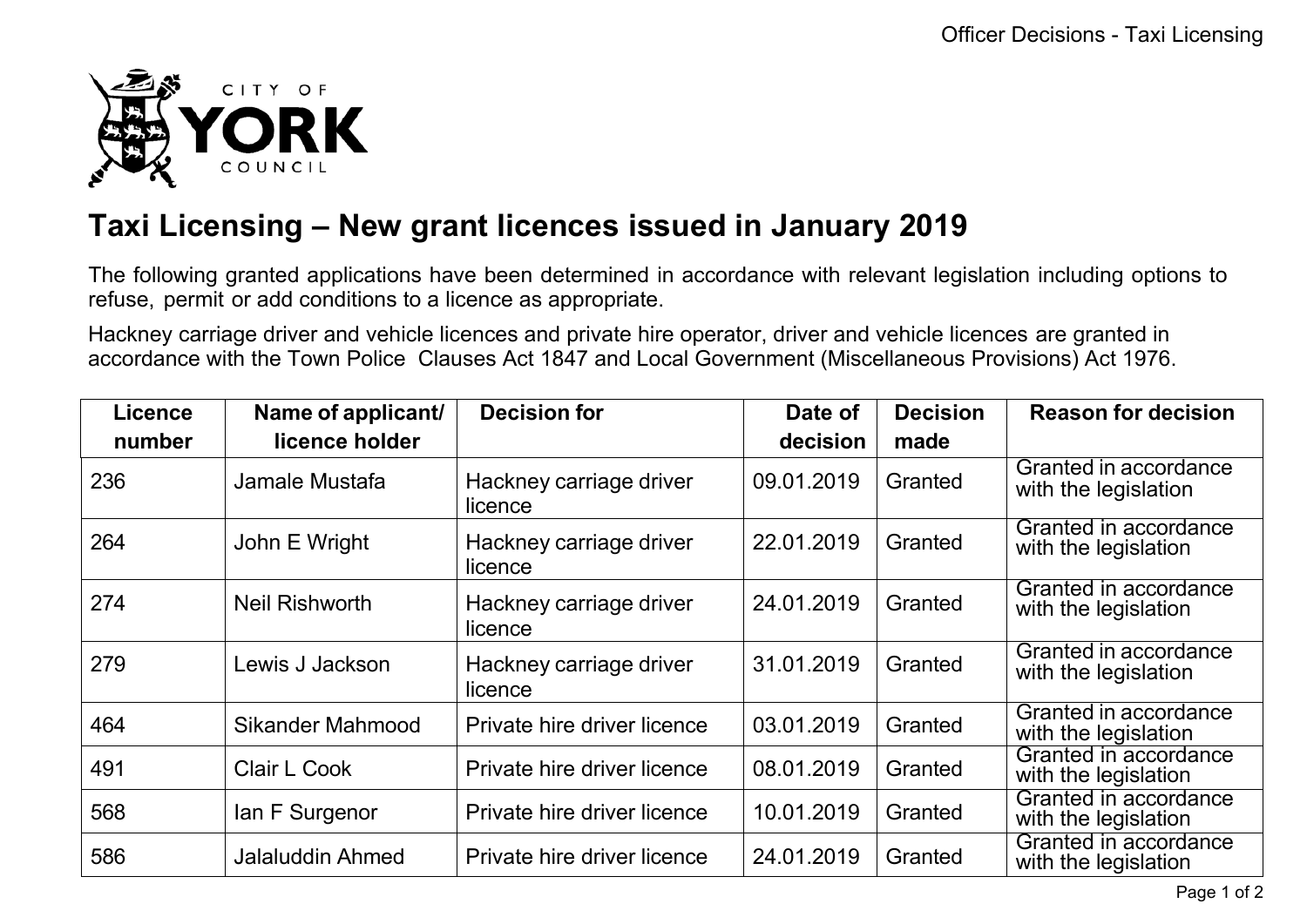# Taxi Licensing – New grant licences issued in January 2019

The following granted applications have been determined in accordance with relevant legislation including options to refuse, permit or add conditions to a licence as appropriate.

Hackney carriage driver and vehicle licences and private hire operator, driver and vehicle licences are granted in accordance with the Town Police Clauses Act 1847 and Local Government (Miscellaneous Provisions) Act 1976.

| Licence number | Name of applicant/ licence holder | Decision for | Date of decision | Decision made | Reason for decision |
|---|---|---|---|---|---|
| 236 | Jamale Mustafa | Hackney carriage driver licence | 09.01.2019 | Granted | Granted in accordance with the legislation |
| 264 | John E Wright | Hackney carriage driver licence | 22.01.2019 | Granted | Granted in accordance with the legislation |
| 274 | Neil Rishworth | Hackney carriage driver licence | 24.01.2019 | Granted | Granted in accordance with the legislation |
| 279 | Lewis J Jackson | Hackney carriage driver licence | 31.01.2019 | Granted | Granted in accordance with the legislation |
| 464 | Sikander Mahmood | Private hire driver licence | 03.01.2019 | Granted | Granted in accordance with the legislation |
| 491 | Clair L Cook | Private hire driver licence | 08.01.2019 | Granted | Granted in accordance with the legislation |
| 568 | Ian F Surgenor | Private hire driver licence | 10.01.2019 | Granted | Granted in accordance with the legislation |
| 586 | Jalaluddin Ahmed | Private hire driver licence | 24.01.2019 | Granted | Granted in accordance with the legislation |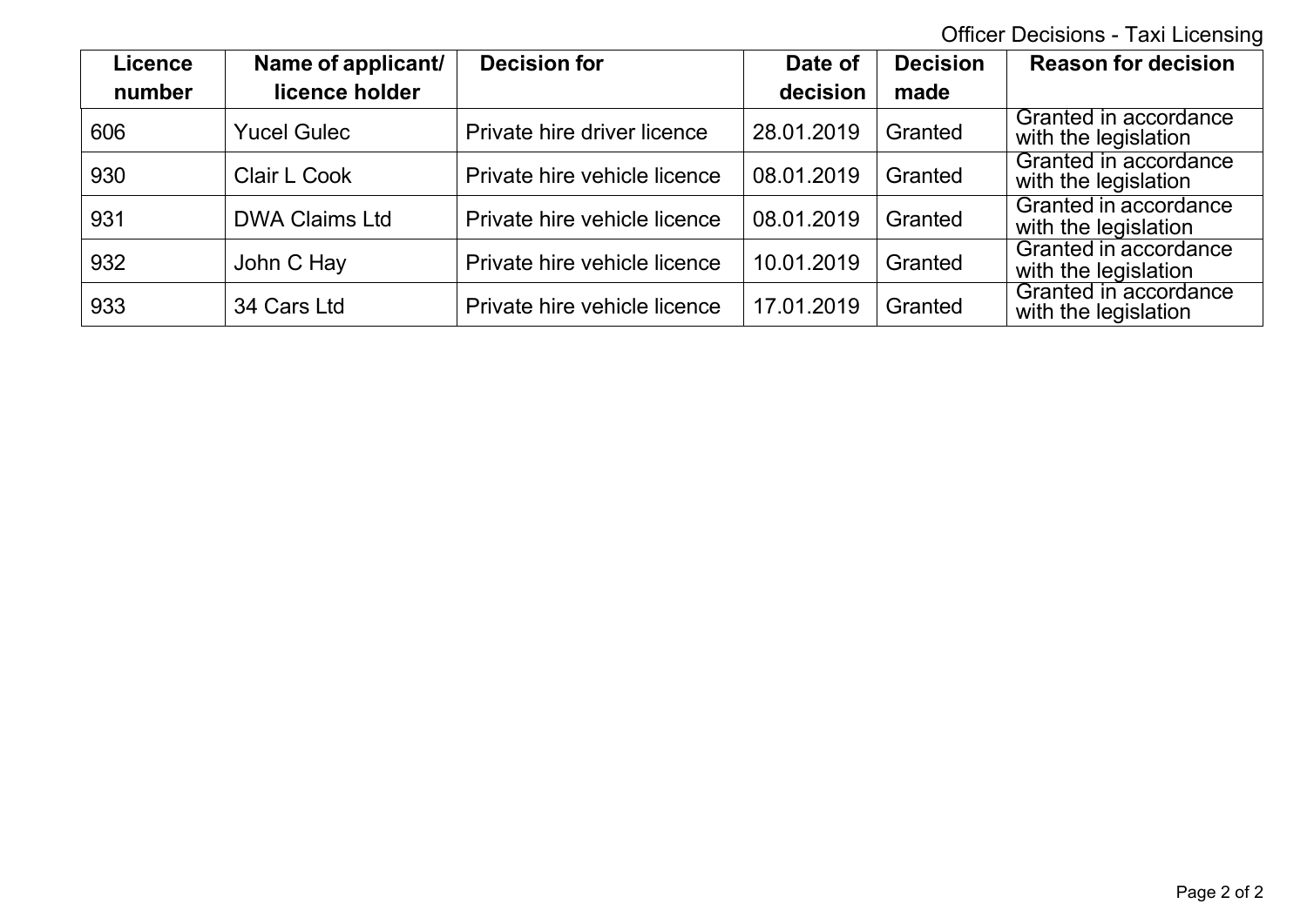| Licence number | Name of applicant/ licence holder | Decision for | Date of decision | Decision made | Reason for decision |
|---|---|---|---|---|---|
| 606 | Yucel Gulec | Private hire driver licence | 28.01.2019 | Granted | Granted in accordance with the legislation |
| 930 | Clair L Cook | Private hire vehicle licence | 08.01.2019 | Granted | Granted in accordance with the legislation |
| 931 | DWA Claims Ltd | Private hire vehicle licence | 08.01.2019 | Granted | Granted in accordance with the legislation |
| 932 | John C Hay | Private hire vehicle licence | 10.01.2019 | Granted | Granted in accordance with the legislation |
| 933 | 34 Cars Ltd | Private hire vehicle licence | 17.01.2019 | Granted | Granted in accordance with the legislation |